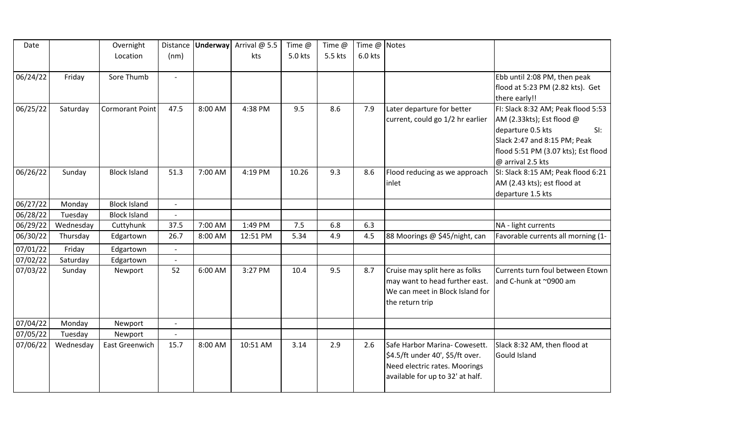| Date | | Overnight Location | Distance (nm) | **Underway** | Arrival @ 5.5 kts | Time @ 5.0 kts | Time @ 5.5 kts | Time @ 6.0 kts | Notes | |
|---|---|---|---|---|---|---|---|---|---|---|
| 06/24/22 | Friday | Sore Thumb | - | | | | | | | Ebb until 2:08 PM, then peak flood at 5:23 PM (2.82 kts). Get there early!! |
| 06/25/22 | Saturday | Cormorant Point | 47.5 | 8:00 AM | 4:38 PM | 9.5 | 8.6 | 7.9 | Later departure for better current, could go 1/2 hr earlier | FI: Slack 8:32 AM; Peak flood 5:53 AM (2.33kts); Est flood @ departure 0.5 kts SI: Slack 2:47 and 8:15 PM; Peak flood 5:51 PM (3.07 kts); Est flood @ arrival 2.5 kts |
| 06/26/22 | Sunday | Block Island | 51.3 | 7:00 AM | 4:19 PM | 10.26 | 9.3 | 8.6 | Flood reducing as we approach inlet | SI: Slack 8:15 AM; Peak flood 6:21 AM (2.43 kts); est flood at departure 1.5 kts |
| 06/27/22 | Monday | Block Island | - | | | | | | | |
| 06/28/22 | Tuesday | Block Island | - | | | | | | | |
| 06/29/22 | Wednesday | Cuttyhunk | 37.5 | 7:00 AM | 1:49 PM | 7.5 | 6.8 | 6.3 | | NA - light currents |
| 06/30/22 | Thursday | Edgartown | 26.7 | 8:00 AM | 12:51 PM | 5.34 | 4.9 | 4.5 | 88 Moorings @ $45/night, can | Favorable currents all morning (1- |
| 07/01/22 | Friday | Edgartown | - | | | | | | | |
| 07/02/22 | Saturday | Edgartown | - | | | | | | | |
| 07/03/22 | Sunday | Newport | 52 | 6:00 AM | 3:27 PM | 10.4 | 9.5 | 8.7 | Cruise may split here as folks may want to head further east. We can meet in Block Island for the return trip | Currents turn foul between Etown and C-hunk at ~0900 am |
| 07/04/22 | Monday | Newport | - | | | | | | | |
| 07/05/22 | Tuesday | Newport | - | | | | | | | |
| 07/06/22 | Wednesday | East Greenwich | 15.7 | 8:00 AM | 10:51 AM | 3.14 | 2.9 | 2.6 | Safe Harbor Marina- Cowesett. $4.5/ft under 40', $5/ft over. Need electric rates. Moorings available for up to 32' at half. | Slack 8:32 AM, then flood at Gould Island |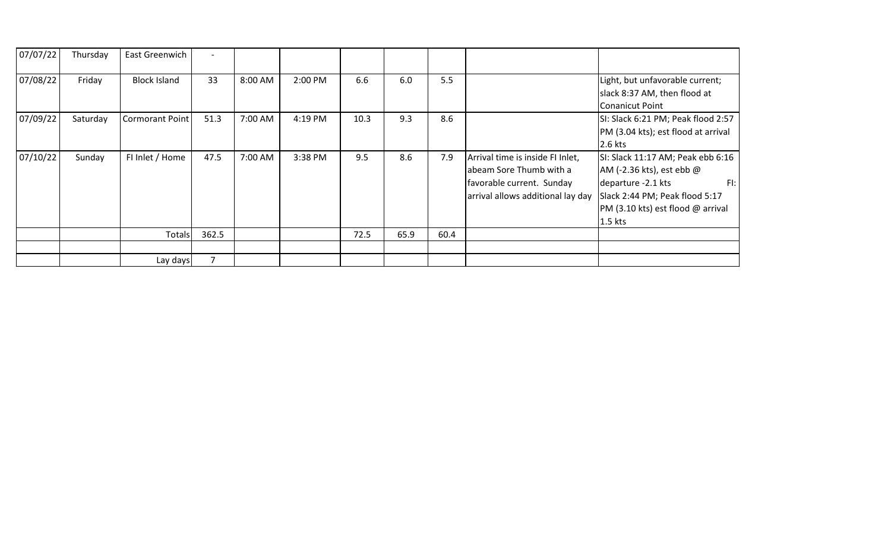| | | | | | | | | | | |
|---|---|---|---|---|---|---|---|---|---|---|
| 07/07/22 | Thursday | East Greenwich | - | | | | | | | |
| 07/08/22 | Friday | Block Island | 33 | 8:00 AM | 2:00 PM | 6.6 | 6.0 | 5.5 | | Light, but unfavorable current; slack 8:37 AM, then flood at Conanicut Point |
| 07/09/22 | Saturday | Cormorant Point | 51.3 | 7:00 AM | 4:19 PM | 10.3 | 9.3 | 8.6 | | SI: Slack 6:21 PM; Peak flood 2:57 PM (3.04 kts); est flood at arrival 2.6 kts |
| 07/10/22 | Sunday | FI Inlet / Home | 47.5 | 7:00 AM | 3:38 PM | 9.5 | 8.6 | 7.9 | Arrival time is inside FI Inlet, abeam Sore Thumb with a favorable current. Sunday arrival allows additional lay day | SI: Slack 11:17 AM; Peak ebb 6:16 AM (-2.36 kts), est ebb @ departure -2.1 kts FI: Slack 2:44 PM; Peak flood 5:17 PM (3.10 kts) est flood @ arrival 1.5 kts |
| | | Totals | 362.5 | | | 72.5 | 65.9 | 60.4 | | |
| | | | | | | | | | | |
| | | Lay days | 7 | | | | | | | |